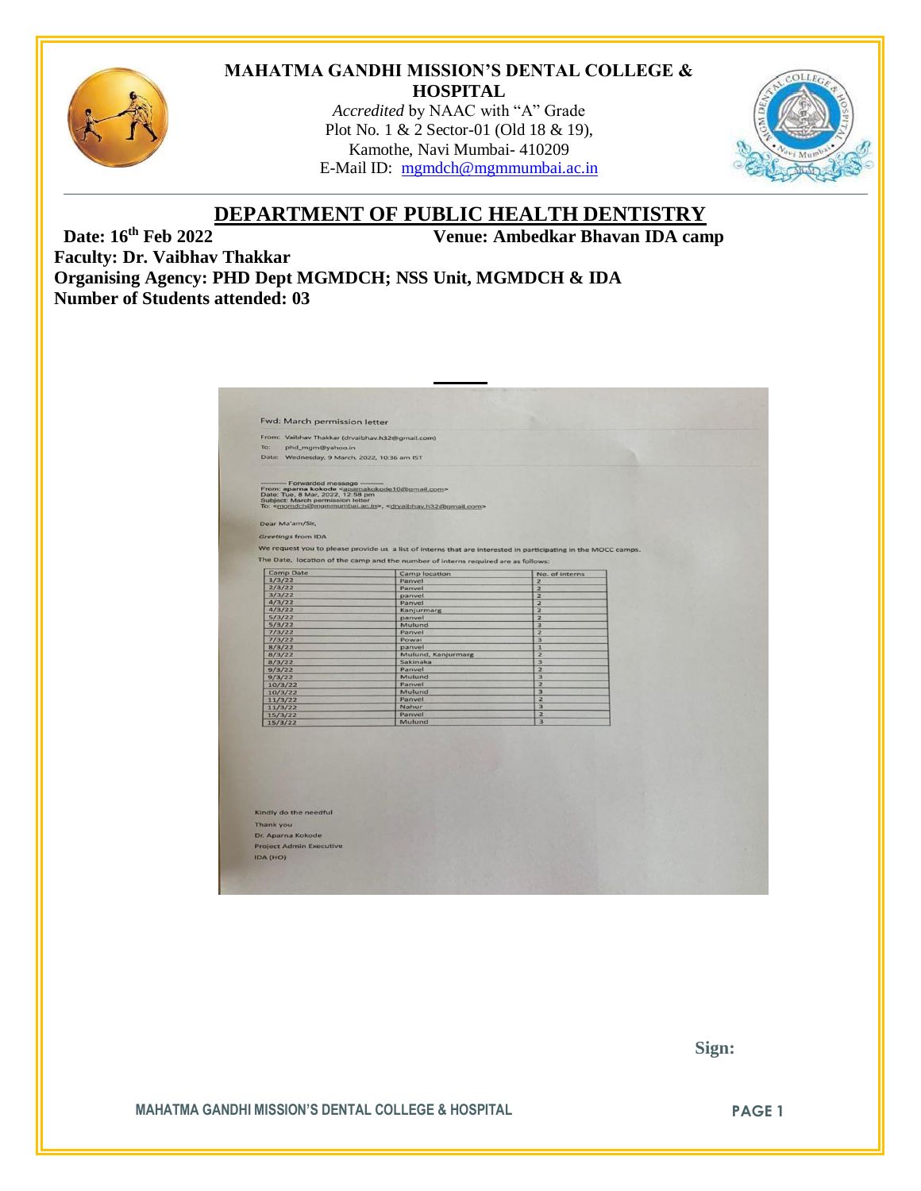# MAHATMA GANDHI MISSION'S DENTAL COLLEGE & HOSPITAL

*Accredited* by NAAC with "A" Grade
Plot No. 1 & 2 Sector-01 (Old 18 & 19),
Kamothe, Navi Mumbai- 410209
E-Mail ID: mgmdch@mgmmumbai.ac.in

## DEPARTMENT OF PUBLIC HEALTH DENTISTRY

**Date: 16th Feb 2022** **Venue: Ambedkar Bhavan IDA camp**

**Faculty: Dr. Vaibhav Thakkar**

**Organising Agency: PHD Dept MGMDCH; NSS Unit, MGMDCH & IDA**

**Number of Students attended: 03**

Fwd: March permission letter

From: Vaibhav Thakkar (drvaibhav.h32@gmail.com)
To: phd_mgm@yahoo.in
Date: Wednesday, 9 March, 2022, 10:36 am IST

---------- Forwarded message ---------
From: aparna kokode <aparnakokode10@gmail.com>
Date: Tue, 8 Mar, 2022, 12:58 pm
Subject: March permission letter
To: <mgmdch@mgmmumbai.ac.in>, <drvaibhav.h32@gmail.com>

Dear Ma'am/Sir,

*Greetings* from IDA

We request you to please provide us a list of interns that are interested in participating in the MOCC camps.

The Date, location of the camp and the number of interns required are as follows:

| Camp Date | Camp location | No. of interns |
|---|---|---|
| 1/3/22 | Panvel | 2 |
| 2/3/22 | Panvel | 2 |
| 3/3/22 | panvel | 2 |
| 4/3/22 | Panvel | 2 |
| 4/3/22 | Kanjurmarg | 2 |
| 5/3/22 | panvel | 2 |
| 5/3/22 | Mulund | 3 |
| 7/3/22 | Panvel | 2 |
| 7/3/22 | Powai | 3 |
| 8/3/22 | panvel | 1 |
| 8/3/22 | Mulund, Kanjurmarg | 2 |
| 8/3/22 | Sakinaka | 3 |
| 9/3/22 | Panvel | 2 |
| 9/3/22 | Mulund | 3 |
| 10/3/22 | Panvel | 2 |
| 10/3/22 | Mulund | 3 |
| 11/3/22 | Panvel | 2 |
| 11/3/22 | Nahur | 3 |
| 15/3/22 | Panvel | 2 |
| 15/3/22 | Mulund | 3 |

Kindly do the needful

Thank you

Dr. Aparna Kokode
Project Admin Executive
IDA (HO)

**Sign:**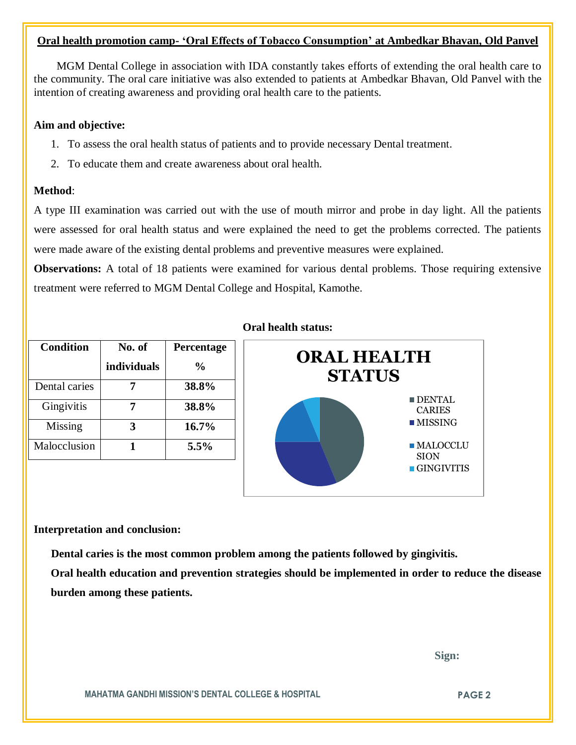## Oral health promotion camp- 'Oral Effects of Tobacco Consumption' at Ambedkar Bhavan, Old Panvel

MGM Dental College in association with IDA constantly takes efforts of extending the oral health care to the community. The oral care initiative was also extended to patients at Ambedkar Bhavan, Old Panvel with the intention of creating awareness and providing oral health care to the patients.

**Aim and objective:**

1. To assess the oral health status of patients and to provide necessary Dental treatment.
2. To educate them and create awareness about oral health.

**Method**:

A type III examination was carried out with the use of mouth mirror and probe in day light. All the patients were assessed for oral health status and were explained the need to get the problems corrected. The patients were made aware of the existing dental problems and preventive measures were explained.

**Observations:** A total of 18 patients were examined for various dental problems. Those requiring extensive treatment were referred to MGM Dental College and Hospital, Kamothe.

**Oral health status:**

| Condition | No. of individuals | Percentage % |
|---|---|---|
| Dental caries | **7** | **38.8%** |
| Gingivitis | **7** | **38.8%** |
| Missing | **3** | **16.7%** |
| Malocclusion | **1** | **5.5%** |

**ORAL HEALTH STATUS**

- DENTAL CARIES
- MISSING
- MALOCCLUSION
- GINGIVITIS

**Interpretation and conclusion:**

**Dental caries is the most common problem among the patients followed by gingivitis.**

**Oral health education and prevention strategies should be implemented in order to reduce the disease burden among these patients.**

**Sign:**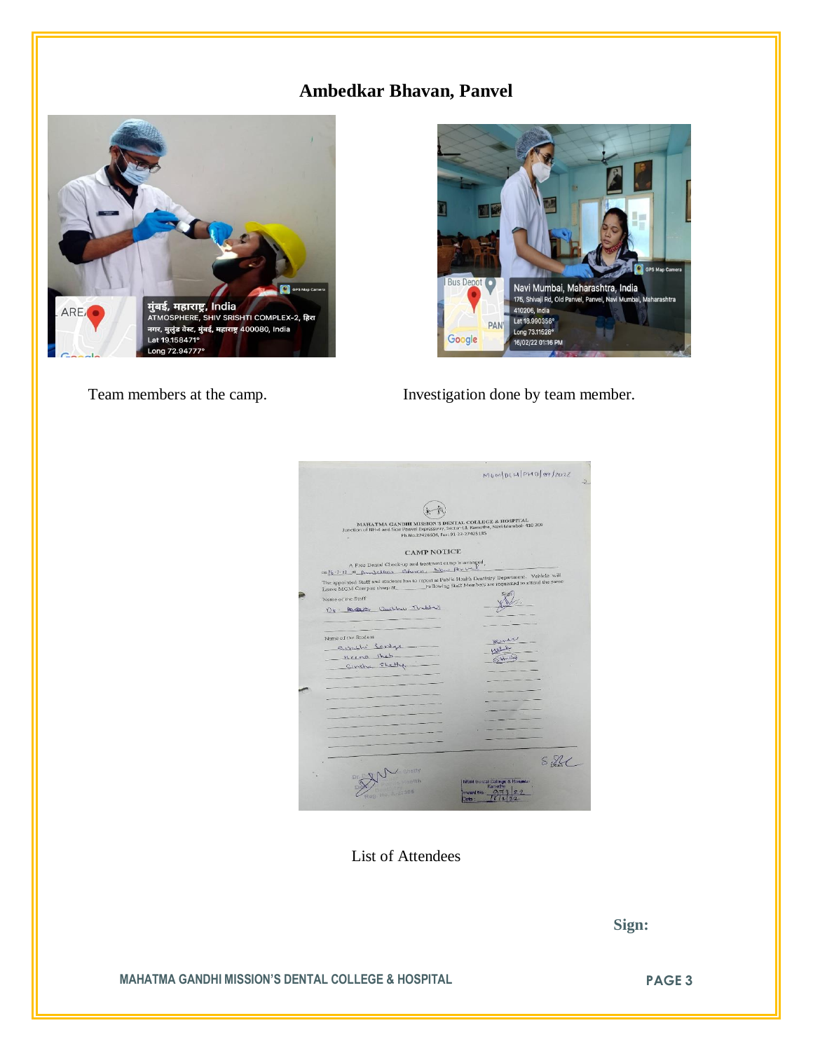## Ambedkar Bhavan, Panvel

Team members at the camp.

Investigation done by team member.

List of Attendees

**Sign:**